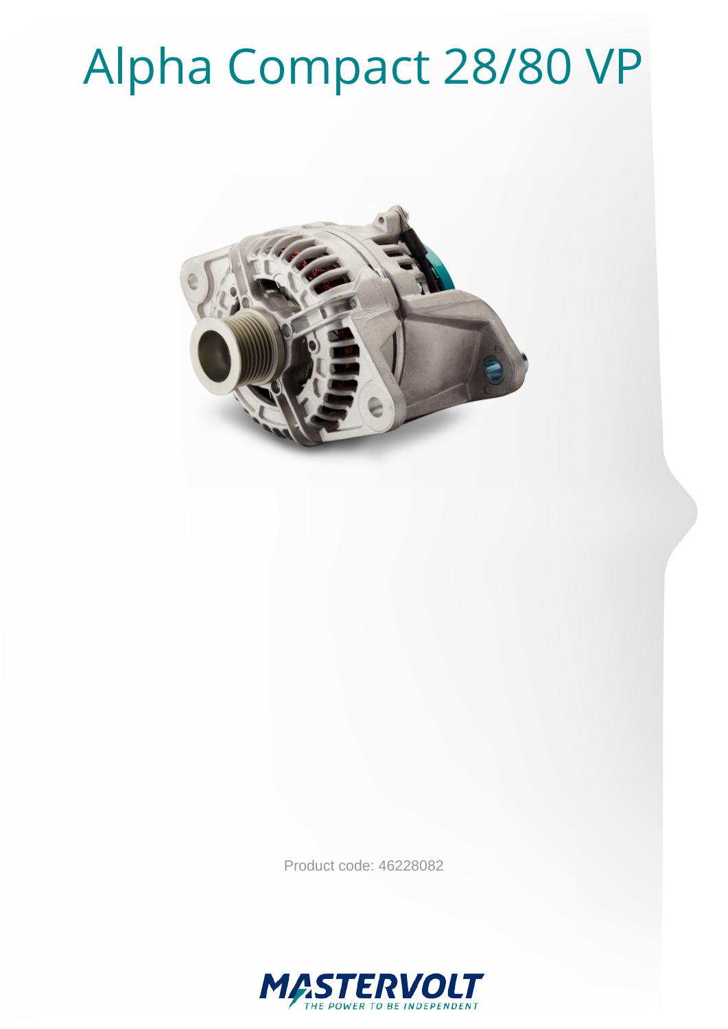# Alpha Compact 28/80 VP

Product code: 46228082

MASTERVOLT
THE POWER TO BE INDEPENDENT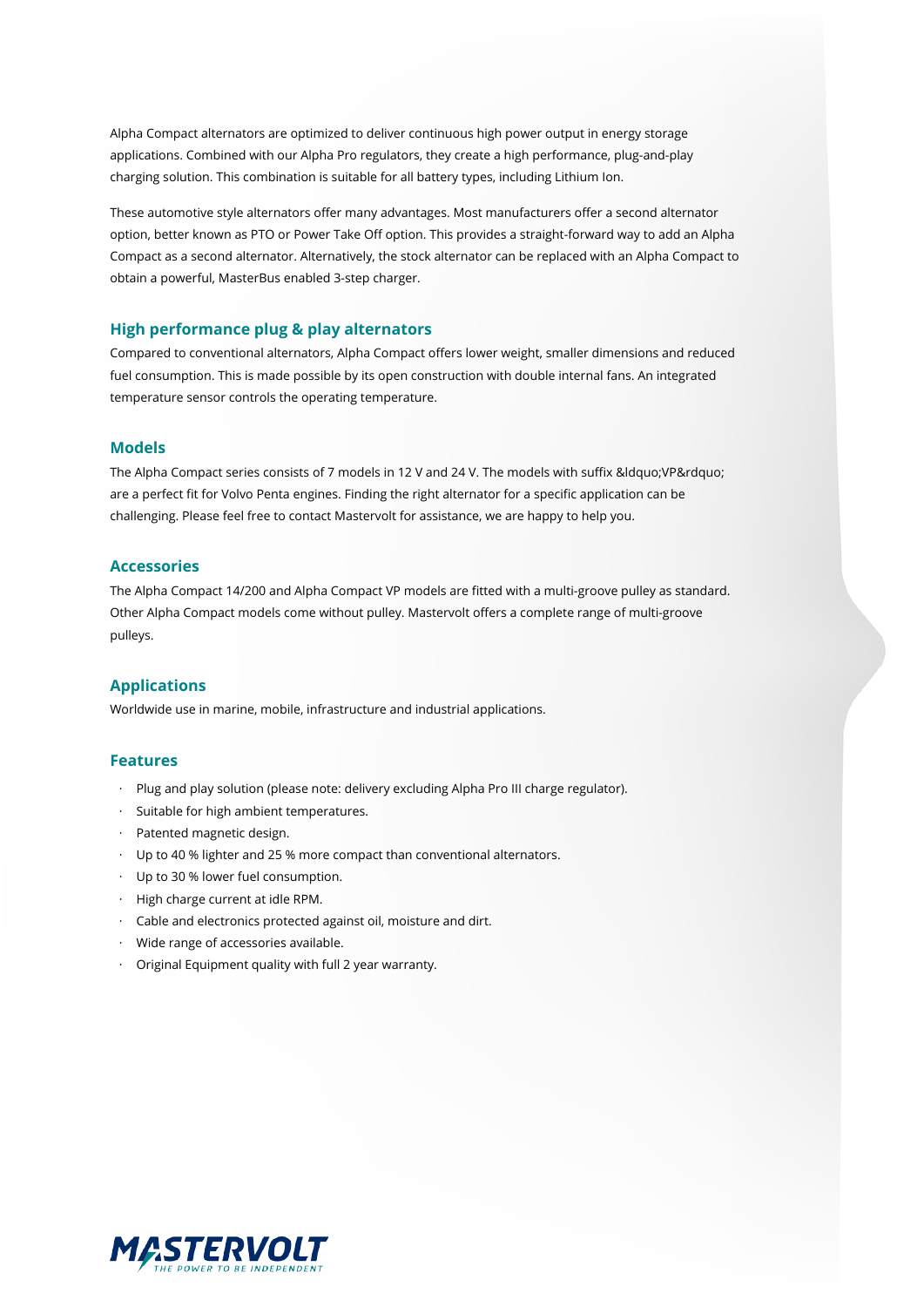Alpha Compact alternators are optimized to deliver continuous high power output in energy storage applications. Combined with our Alpha Pro regulators, they create a high performance, plug-and-play charging solution. This combination is suitable for all battery types, including Lithium Ion.

These automotive style alternators offer many advantages. Most manufacturers offer a second alternator option, better known as PTO or Power Take Off option. This provides a straight-forward way to add an Alpha Compact as a second alternator. Alternatively, the stock alternator can be replaced with an Alpha Compact to obtain a powerful, MasterBus enabled 3-step charger.

## High performance plug & play alternators

Compared to conventional alternators, Alpha Compact offers lower weight, smaller dimensions and reduced fuel consumption. This is made possible by its open construction with double internal fans. An integrated temperature sensor controls the operating temperature.

## Models

The Alpha Compact series consists of 7 models in 12 V and 24 V. The models with suffix &ldquo;VP&rdquo; are a perfect fit for Volvo Penta engines. Finding the right alternator for a specific application can be challenging. Please feel free to contact Mastervolt for assistance, we are happy to help you.

## Accessories

The Alpha Compact 14/200 and Alpha Compact VP models are fitted with a multi-groove pulley as standard. Other Alpha Compact models come without pulley. Mastervolt offers a complete range of multi-groove pulleys.

## Applications

Worldwide use in marine, mobile, infrastructure and industrial applications.

## Features

- Plug and play solution (please note: delivery excluding Alpha Pro III charge regulator).
- Suitable for high ambient temperatures.
- Patented magnetic design.
- Up to 40 % lighter and 25 % more compact than conventional alternators.
- Up to 30 % lower fuel consumption.
- High charge current at idle RPM.
- Cable and electronics protected against oil, moisture and dirt.
- Wide range of accessories available.
- Original Equipment quality with full 2 year warranty.

MASTERVOLT
THE POWER TO BE INDEPENDENT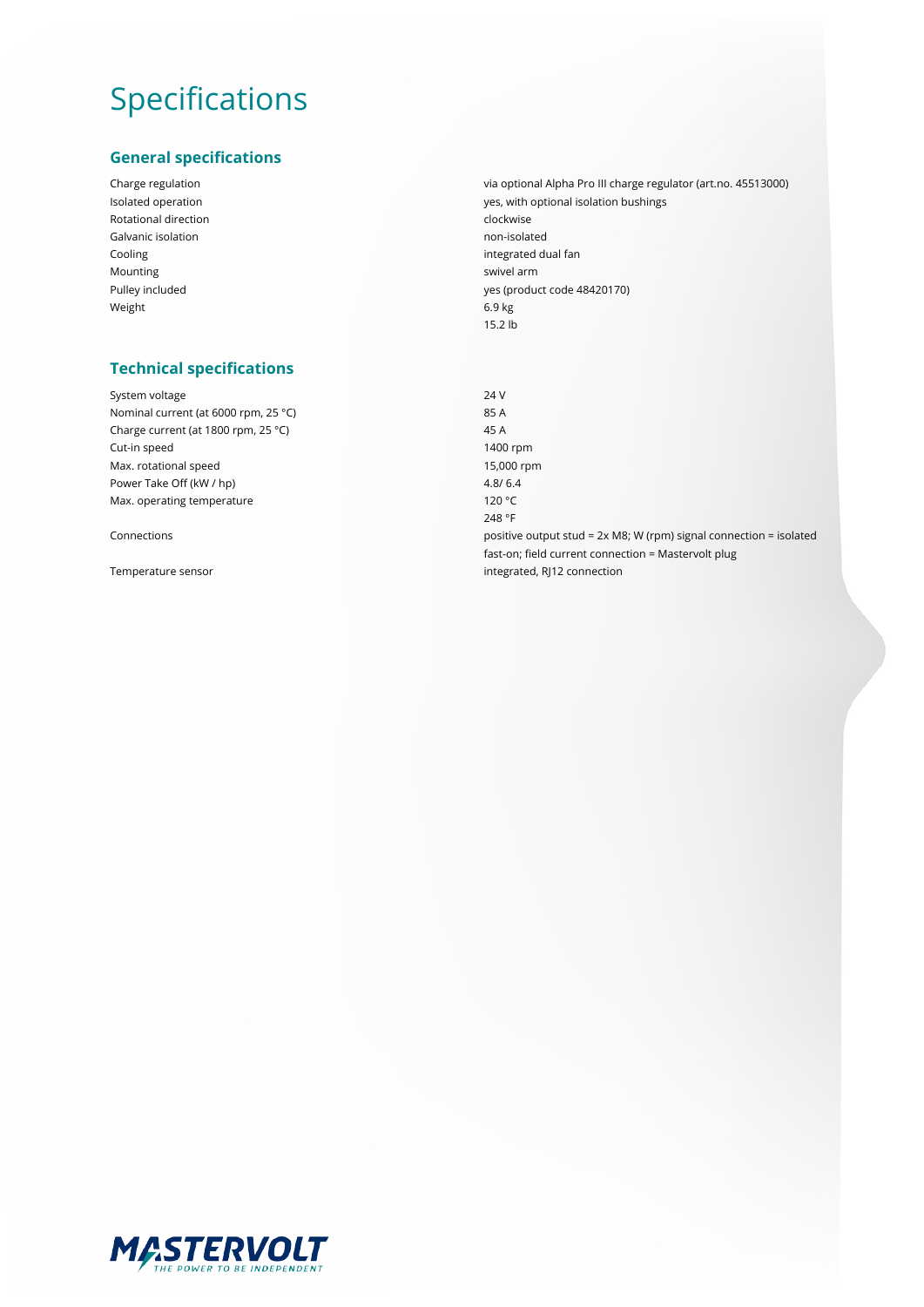# Specifications

## General specifications

| | |
|---|---|
| Charge regulation | via optional Alpha Pro III charge regulator (art.no. 45513000) |
| Isolated operation | yes, with optional isolation bushings |
| Rotational direction | clockwise |
| Galvanic isolation | non-isolated |
| Cooling | integrated dual fan |
| Mounting | swivel arm |
| Pulley included | yes (product code 48420170) |
| Weight | 6.9 kg<br>15.2 lb |

## Technical specifications

| | |
|---|---|
| System voltage | 24 V |
| Nominal current (at 6000 rpm, 25 °C) | 85 A |
| Charge current (at 1800 rpm, 25 °C) | 45 A |
| Cut-in speed | 1400 rpm |
| Max. rotational speed | 15,000 rpm |
| Power Take Off (kW / hp) | 4.8/ 6.4 |
| Max. operating temperature | 120 °C<br>248 °F |
| Connections | positive output stud = 2x M8; W (rpm) signal connection = isolated fast-on; field current connection = Mastervolt plug |
| Temperature sensor | integrated, RJ12 connection |

MASTERVOLT
THE POWER TO BE INDEPENDENT